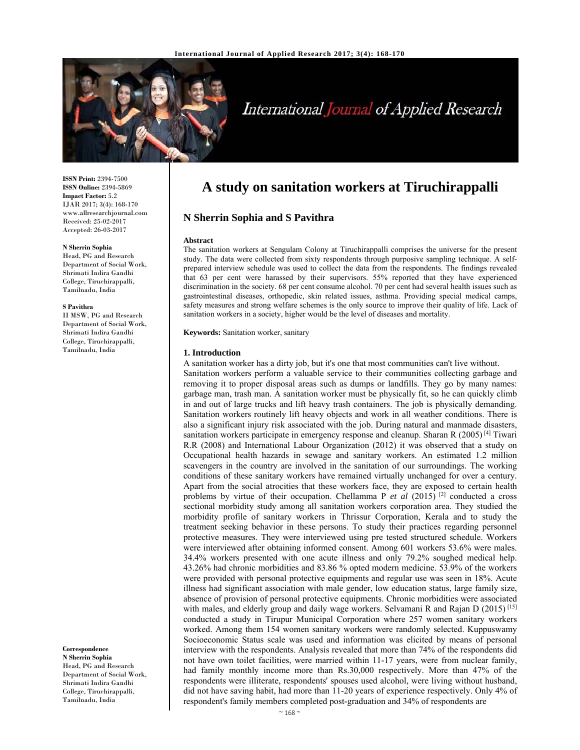# A study on sanitation workers at Tiruchirappalli

## N Sherrin Sophia and S Pavithra

**ISSN Print:** 2394-7500
**ISSN Online:** 2394-5869
**Impact Factor:** 5.2
IJAR 2017; 3(4): 168-170
www.allresearchjournal.com
Received: 25-02-2017
Accepted: 26-03-2017

**N Sherrin Sophia**
Head, PG and Research Department of Social Work, Shrimati Indira Gandhi College, Tiruchirappalli, Tamilnadu, India

**S Pavithra**
II MSW, PG and Research Department of Social Work, Shrimati Indira Gandhi College, Tiruchirappalli, Tamilnadu, India

**Correspondence**
**N Sherrin Sophia**
Head, PG and Research Department of Social Work, Shrimati Indira Gandhi College, Tiruchirappalli, Tamilnadu, India

### Abstract

The sanitation workers at Sengulam Colony at Tiruchirappalli comprises the universe for the present study. The data were collected from sixty respondents through purposive sampling technique. A self-prepared interview schedule was used to collect the data from the respondents. The findings revealed that 63 per cent were harassed by their supervisors. 55% reported that they have experienced discrimination in the society. 68 per cent consume alcohol. 70 per cent had several health issues such as gastrointestinal diseases, orthopedic, skin related issues, asthma. Providing special medical camps, safety measures and strong welfare schemes is the only source to improve their quality of life. Lack of sanitation workers in a society, higher would be the level of diseases and mortality.

**Keywords:** Sanitation worker, sanitary

### 1. Introduction

A sanitation worker has a dirty job, but it's one that most communities can't live without.

Sanitation workers perform a valuable service to their communities collecting garbage and removing it to proper disposal areas such as dumps or landfills. They go by many names: garbage man, trash man. A sanitation worker must be physically fit, so he can quickly climb in and out of large trucks and lift heavy trash containers. The job is physically demanding. Sanitation workers routinely lift heavy objects and work in all weather conditions. There is also a significant injury risk associated with the job. During natural and manmade disasters, sanitation workers participate in emergency response and cleanup. Sharan R (2005) [4] Tiwari R.R (2008) and International Labour Organization (2012) it was observed that a study on Occupational health hazards in sewage and sanitary workers. An estimated 1.2 million scavengers in the country are involved in the sanitation of our surroundings. The working conditions of these sanitary workers have remained virtually unchanged for over a century. Apart from the social atrocities that these workers face, they are exposed to certain health problems by virtue of their occupation. Chellamma P *et al* (2015) [2] conducted a cross sectional morbidity study among all sanitation workers corporation area. They studied the morbidity profile of sanitary workers in Thrissur Corporation, Kerala and to study the treatment seeking behavior in these persons. To study their practices regarding personnel protective measures. They were interviewed using pre tested structured schedule. Workers were interviewed after obtaining informed consent. Among 601 workers 53.6% were males. 34.4% workers presented with one acute illness and only 79.2% soughed medical help. 43.26% had chronic morbidities and 83.86 % opted modern medicine. 53.9% of the workers were provided with personal protective equipments and regular use was seen in 18%. Acute illness had significant association with male gender, low education status, large family size, absence of provision of personal protective equipments. Chronic morbidities were associated with males, and elderly group and daily wage workers. Selvamani R and Rajan D (2015) [15] conducted a study in Tirupur Municipal Corporation where 257 women sanitary workers worked. Among them 154 women sanitary workers were randomly selected. Kuppuswamy Socioeconomic Status scale was used and information was elicited by means of personal interview with the respondents. Analysis revealed that more than 74% of the respondents did not have own toilet facilities, were married within 11-17 years, were from nuclear family, had family monthly income more than Rs.30,000 respectively. More than 47% of the respondents were illiterate, respondents' spouses used alcohol, were living without husband, did not have saving habit, had more than 11-20 years of experience respectively. Only 4% of respondent's family members completed post-graduation and 34% of respondents are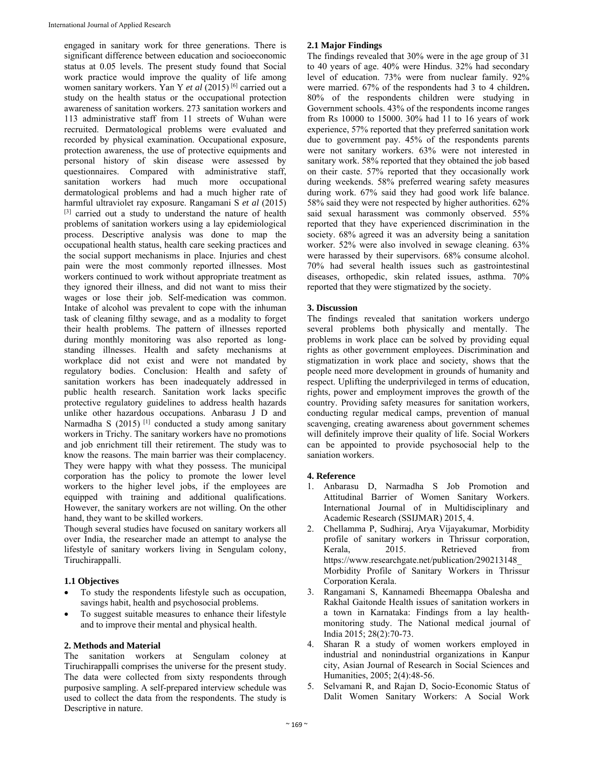engaged in sanitary work for three generations. There is significant difference between education and socioeconomic status at 0.05 levels. The present study found that Social work practice would improve the quality of life among women sanitary workers. Yan Y *et al* (2015) [6] carried out a study on the health status or the occupational protection awareness of sanitation workers. 273 sanitation workers and 113 administrative staff from 11 streets of Wuhan were recruited. Dermatological problems were evaluated and recorded by physical examination. Occupational exposure, protection awareness, the use of protective equipments and personal history of skin disease were assessed by questionnaires. Compared with administrative staff, sanitation workers had much more occupational dermatological problems and had a much higher rate of harmful ultraviolet ray exposure. Rangamani S *et al* (2015) [3] carried out a study to understand the nature of health problems of sanitation workers using a lay epidemiological process. Descriptive analysis was done to map the occupational health status, health care seeking practices and the social support mechanisms in place. Injuries and chest pain were the most commonly reported illnesses. Most workers continued to work without appropriate treatment as they ignored their illness, and did not want to miss their wages or lose their job. Self-medication was common. Intake of alcohol was prevalent to cope with the inhuman task of cleaning filthy sewage, and as a modality to forget their health problems. The pattern of illnesses reported during monthly monitoring was also reported as long-standing illnesses. Health and safety mechanisms at workplace did not exist and were not mandated by regulatory bodies. Conclusion: Health and safety of sanitation workers has been inadequately addressed in public health research. Sanitation work lacks specific protective regulatory guidelines to address health hazards unlike other hazardous occupations. Anbarasu J D and Narmadha S (2015) [1] conducted a study among sanitary workers in Trichy. The sanitary workers have no promotions and job enrichment till their retirement. The study was to know the reasons. The main barrier was their complacency. They were happy with what they possess. The municipal corporation has the policy to promote the lower level workers to the higher level jobs, if the employees are equipped with training and additional qualifications. However, the sanitary workers are not willing. On the other hand, they want to be skilled workers.

Though several studies have focused on sanitary workers all over India, the researcher made an attempt to analyse the lifestyle of sanitary workers living in Sengulam colony, Tiruchirappalli.

### 1.1 Objectives

- To study the respondents lifestyle such as occupation, savings habit, health and psychosocial problems.
- To suggest suitable measures to enhance their lifestyle and to improve their mental and physical health.

## 2. Methods and Material

The sanitation workers at Sengulam coloney at Tiruchirappalli comprises the universe for the present study. The data were collected from sixty respondents through purposive sampling. A self-prepared interview schedule was used to collect the data from the respondents. The study is Descriptive in nature.

### 2.1 Major Findings

The findings revealed that 30% were in the age group of 31 to 40 years of age. 40% were Hindus. 32% had secondary level of education. 73% were from nuclear family. 92% were married. 67% of the respondents had 3 to 4 children**.** 80% of the respondents children were studying in Government schools. 43% of the respondents income ranges from Rs 10000 to 15000. 30% had 11 to 16 years of work experience, 57% reported that they preferred sanitation work due to government pay. 45% of the respondents parents were not sanitary workers. 63% were not interested in sanitary work. 58% reported that they obtained the job based on their caste. 57% reported that they occasionally work during weekends. 58% preferred wearing safety measures during work. 67% said they had good work life balance. 58% said they were not respected by higher authorities. 62% said sexual harassment was commonly observed. 55% reported that they have experienced discrimination in the society. 68% agreed it was an adversity being a sanitation worker. 52% were also involved in sewage cleaning. 63% were harassed by their supervisors. 68% consume alcohol. 70% had several health issues such as gastrointestinal diseases, orthopedic, skin related issues, asthma. 70% reported that they were stigmatized by the society.

## 3. Discussion

The findings revealed that sanitation workers undergo several problems both physically and mentally. The problems in work place can be solved by providing equal rights as other government employees. Discrimination and stigmatization in work place and society, shows that the people need more development in grounds of humanity and respect. Uplifting the underprivileged in terms of education, rights, power and employment improves the growth of the country. Providing safety measures for sanitation workers, conducting regular medical camps, prevention of manual scavenging, creating awareness about government schemes will definitely improve their quality of life. Social Workers can be appointed to provide psychosocial help to the saniation workers.

## 4. Reference

1. Anbarasu D, Narmadha S Job Promotion and Attitudinal Barrier of Women Sanitary Workers. International Journal of in Multidisciplinary and Academic Research (SSIJMAR) 2015, 4.
2. Chellamma P, Sudhiraj, Arya Vijayakumar, Morbidity profile of sanitary workers in Thrissur corporation, Kerala, 2015. Retrieved from https://www.researchgate.net/publication/290213148_Morbidity Profile of Sanitary Workers in Thrissur Corporation Kerala.
3. Rangamani S, Kannamedi Bheemappa Obalesha and Rakhal Gaitonde Health issues of sanitation workers in a town in Karnataka: Findings from a lay health-monitoring study. The National medical journal of India 2015; 28(2):70-73.
4. Sharan R a study of women workers employed in industrial and nonindustrial organizations in Kanpur city, Asian Journal of Research in Social Sciences and Humanities, 2005; 2(4):48-56.
5. Selvamani R, and Rajan D, Socio-Economic Status of Dalit Women Sanitary Workers: A Social Work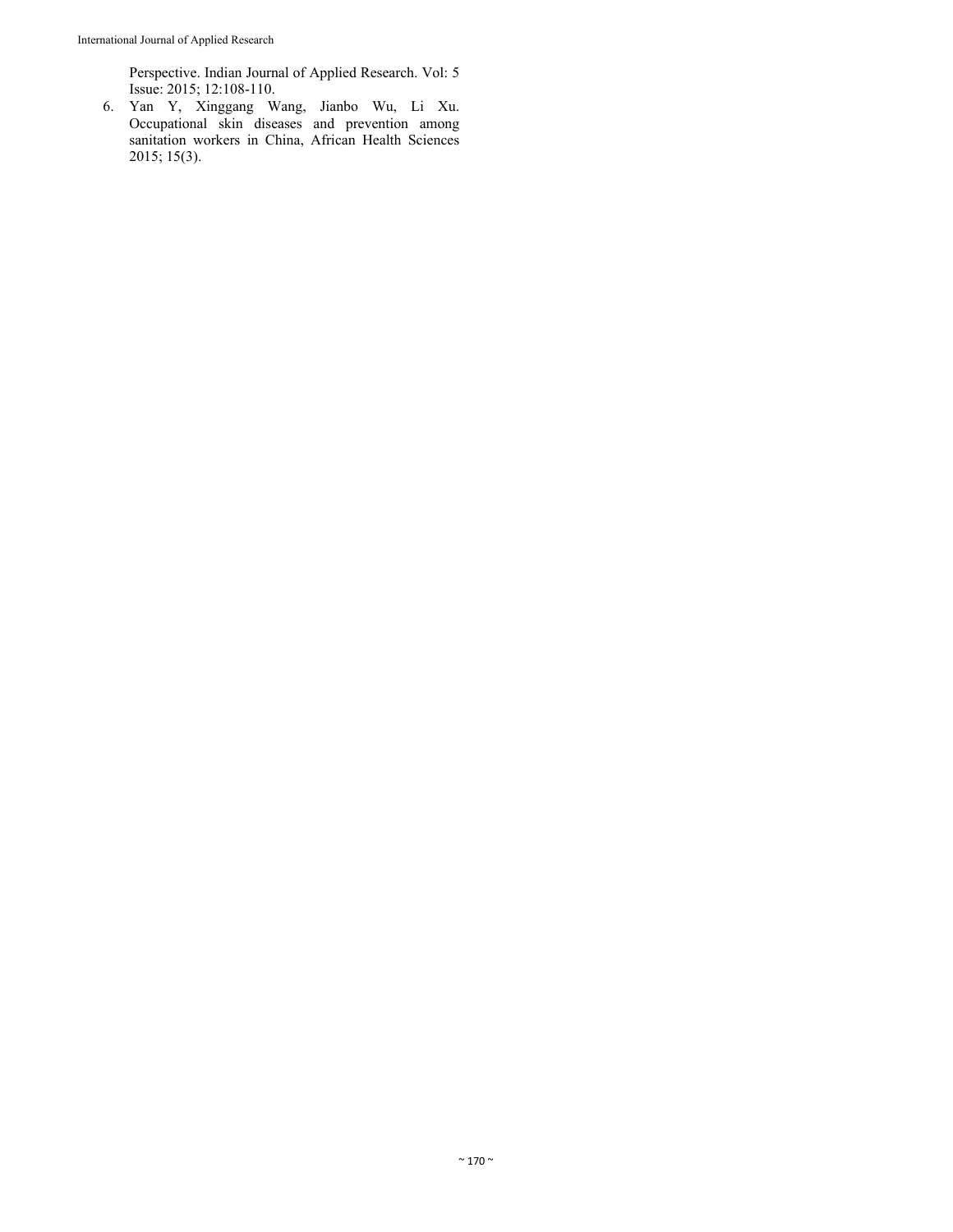Perspective. Indian Journal of Applied Research. Vol: 5 Issue: 2015; 12:108-110.

6. Yan Y, Xinggang Wang, Jianbo Wu, Li Xu. Occupational skin diseases and prevention among sanitation workers in China, African Health Sciences 2015; 15(3).